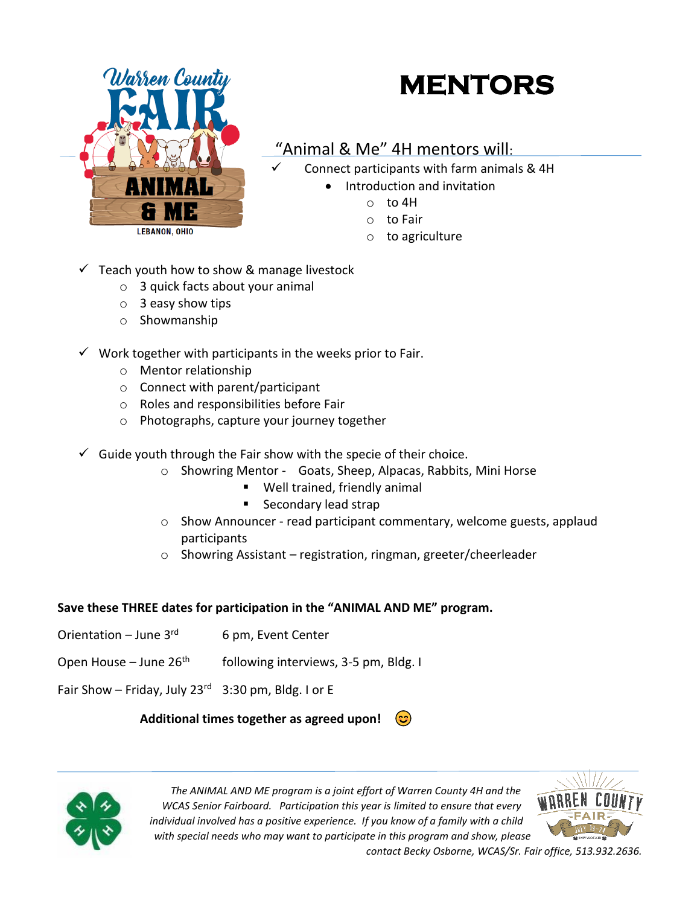# MENTORS

"Animal & Me" 4H mentors will:

- ✓ Connect participants with farm animals & 4H
  - Introduction and invitation
    - to 4H
    - to Fair
    - to agriculture

- ✓ Teach youth how to show & manage livestock
  - 3 quick facts about your animal
  - 3 easy show tips
  - Showmanship

- ✓ Work together with participants in the weeks prior to Fair.
  - Mentor relationship
  - Connect with parent/participant
  - Roles and responsibilities before Fair
  - Photographs, capture your journey together

- ✓ Guide youth through the Fair show with the specie of their choice.
  - Showring Mentor - Goats, Sheep, Alpacas, Rabbits, Mini Horse
    - Well trained, friendly animal
    - Secondary lead strap
  - Show Announcer - read participant commentary, welcome guests, applaud participants
  - Showring Assistant – registration, ringman, greeter/cheerleader

**Save these THREE dates for participation in the "ANIMAL AND ME" program.**

Orientation – June 3rd    6 pm, Event Center

Open House – June 26th    following interviews, 3-5 pm, Bldg. I

Fair Show – Friday, July 23rd    3:30 pm, Bldg. I or E

**Additional times together as agreed upon!** 😊

*The ANIMAL AND ME program is a joint effort of Warren County 4H and the WCAS Senior Fairboard. Participation this year is limited to ensure that every individual involved has a positive experience. If you know of a family with a child with special needs who may want to participate in this program and show, please contact Becky Osborne, WCAS/Sr. Fair office, 513.932.2636.*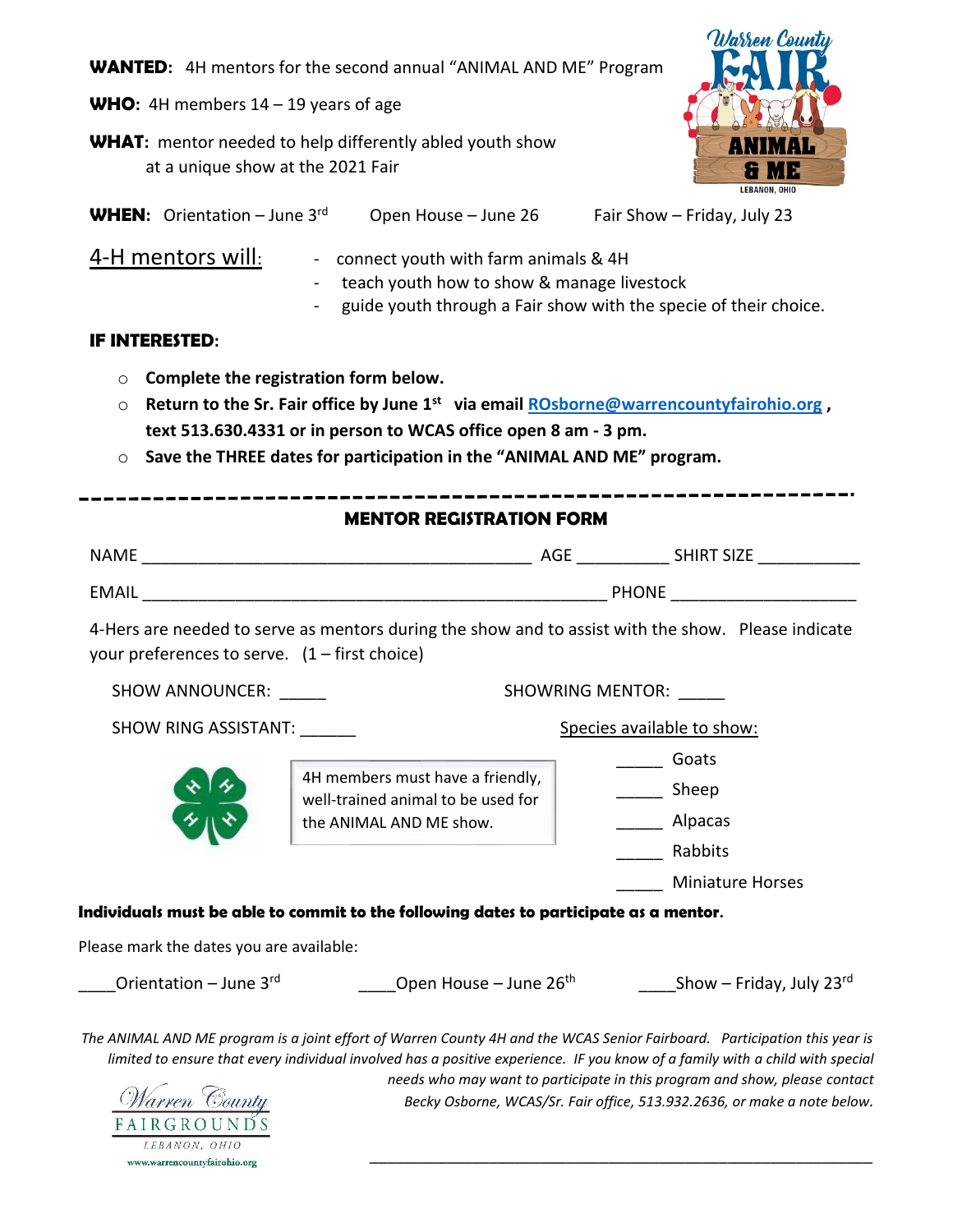**WANTED:** 4H mentors for the second annual "ANIMAL AND ME" Program

**WHO:** 4H members 14 – 19 years of age

**WHAT:** mentor needed to help differently abled youth show at a unique show at the 2021 Fair

**WHEN:** Orientation – June 3rd Open House – June 26 Fair Show – Friday, July 23

4-H mentors will:

- connect youth with farm animals & 4H
- teach youth how to show & manage livestock
- guide youth through a Fair show with the specie of their choice.

**IF INTERESTED:**

- **Complete the registration form below.**
- **Return to the Sr. Fair office by June 1st via email ROsborne@warrencountyfairohio.org , text 513.630.4331 or in person to WCAS office open 8 am - 3 pm.**
- **Save the THREE dates for participation in the "ANIMAL AND ME" program.**

---

## MENTOR REGISTRATION FORM

NAME ______________________________ AGE __________ SHIRT SIZE ___________

EMAIL ______________________________ PHONE ____________________

4-Hers are needed to serve as mentors during the show and to assist with the show. Please indicate your preferences to serve. (1 – first choice)

SHOW ANNOUNCER: _____

SHOWRING MENTOR: _____

SHOW RING ASSISTANT: ______

4H members must have a friendly, well-trained animal to be used for the ANIMAL AND ME show.

Species available to show:

_____ Goats

_____ Sheep

_____ Alpacas

_____ Rabbits

_____ Miniature Horses

**Individuals must be able to commit to the following dates to participate as a mentor.**

Please mark the dates you are available:

____Orientation – June 3rd ____Open House – June 26th ____Show – Friday, July 23rd

*The ANIMAL AND ME program is a joint effort of Warren County 4H and the WCAS Senior Fairboard. Participation this year is limited to ensure that every individual involved has a positive experience. If you know of a family with a child with special needs who may want to participate in this program and show, please contact Becky Osborne, WCAS/Sr. Fair office, 513.932.2636, or make a note below.*

_____________________________________________

Warren County FAIRGROUNDS LEBANON, OHIO www.warrencountyfairohio.org